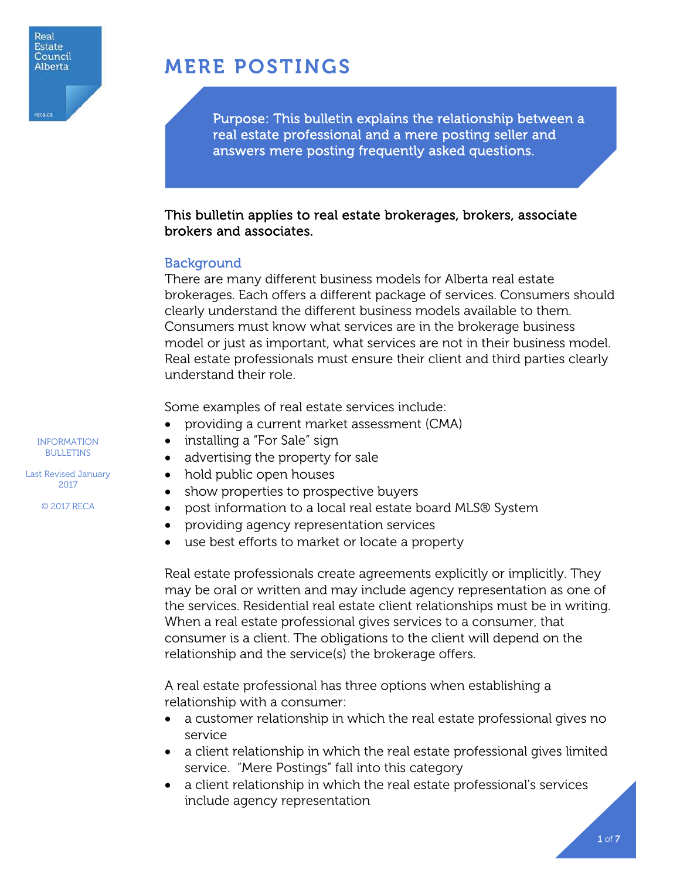# MERE POSTINGS

Purpose: This bulletin explains the relationship between a real estate professional and a mere posting seller and answers mere posting frequently asked questions.

**This bulletin applies to real estate brokerages, brokers, associate brokers and associates.**

## Background

There are many different business models for Alberta real estate brokerages. Each offers a different package of services. Consumers should clearly understand the different business models available to them. Consumers must know what services are in the brokerage business model or just as important, what services are not in their business model. Real estate professionals must ensure their client and third parties clearly understand their role.

Some examples of real estate services include:

- providing a current market assessment (CMA)
- installing a "For Sale" sign
- advertising the property for sale
- hold public open houses
- show properties to prospective buyers
- post information to a local real estate board MLS® System
- providing agency representation services
- use best efforts to market or locate a property

Real estate professionals create agreements explicitly or implicitly. They may be oral or written and may include agency representation as one of the services. Residential real estate client relationships must be in writing. When a real estate professional gives services to a consumer, that consumer is a client. The obligations to the client will depend on the relationship and the service(s) the brokerage offers.

A real estate professional has three options when establishing a relationship with a consumer:

- a customer relationship in which the real estate professional gives no service
- a client relationship in which the real estate professional gives limited service. "Mere Postings" fall into this category
- a client relationship in which the real estate professional's services include agency representation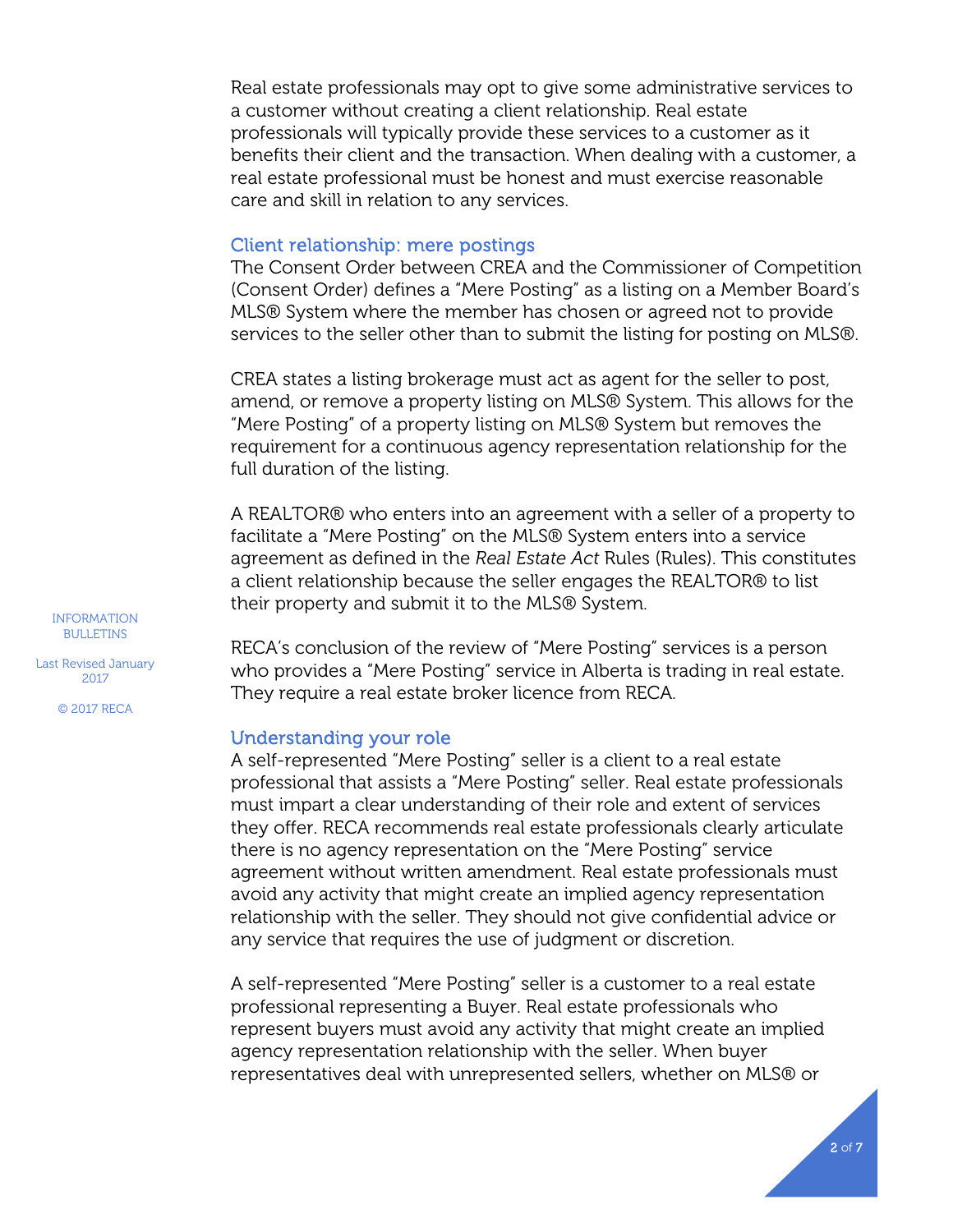Real estate professionals may opt to give some administrative services to a customer without creating a client relationship. Real estate professionals will typically provide these services to a customer as it benefits their client and the transaction. When dealing with a customer, a real estate professional must be honest and must exercise reasonable care and skill in relation to any services.

## Client relationship: mere postings

The Consent Order between CREA and the Commissioner of Competition (Consent Order) defines a "Mere Posting" as a listing on a Member Board's MLS® System where the member has chosen or agreed not to provide services to the seller other than to submit the listing for posting on MLS®.

CREA states a listing brokerage must act as agent for the seller to post, amend, or remove a property listing on MLS® System. This allows for the "Mere Posting" of a property listing on MLS® System but removes the requirement for a continuous agency representation relationship for the full duration of the listing.

A REALTOR® who enters into an agreement with a seller of a property to facilitate a "Mere Posting" on the MLS® System enters into a service agreement as defined in the *Real Estate Act* Rules (Rules). This constitutes a client relationship because the seller engages the REALTOR® to list their property and submit it to the MLS® System.

RECA's conclusion of the review of "Mere Posting" services is a person who provides a "Mere Posting" service in Alberta is trading in real estate. They require a real estate broker licence from RECA.

## Understanding your role

A self-represented "Mere Posting" seller is a client to a real estate professional that assists a "Mere Posting" seller. Real estate professionals must impart a clear understanding of their role and extent of services they offer. RECA recommends real estate professionals clearly articulate there is no agency representation on the "Mere Posting" service agreement without written amendment. Real estate professionals must avoid any activity that might create an implied agency representation relationship with the seller. They should not give confidential advice or any service that requires the use of judgment or discretion.

A self-represented "Mere Posting" seller is a customer to a real estate professional representing a Buyer. Real estate professionals who represent buyers must avoid any activity that might create an implied agency representation relationship with the seller. When buyer representatives deal with unrepresented sellers, whether on MLS® or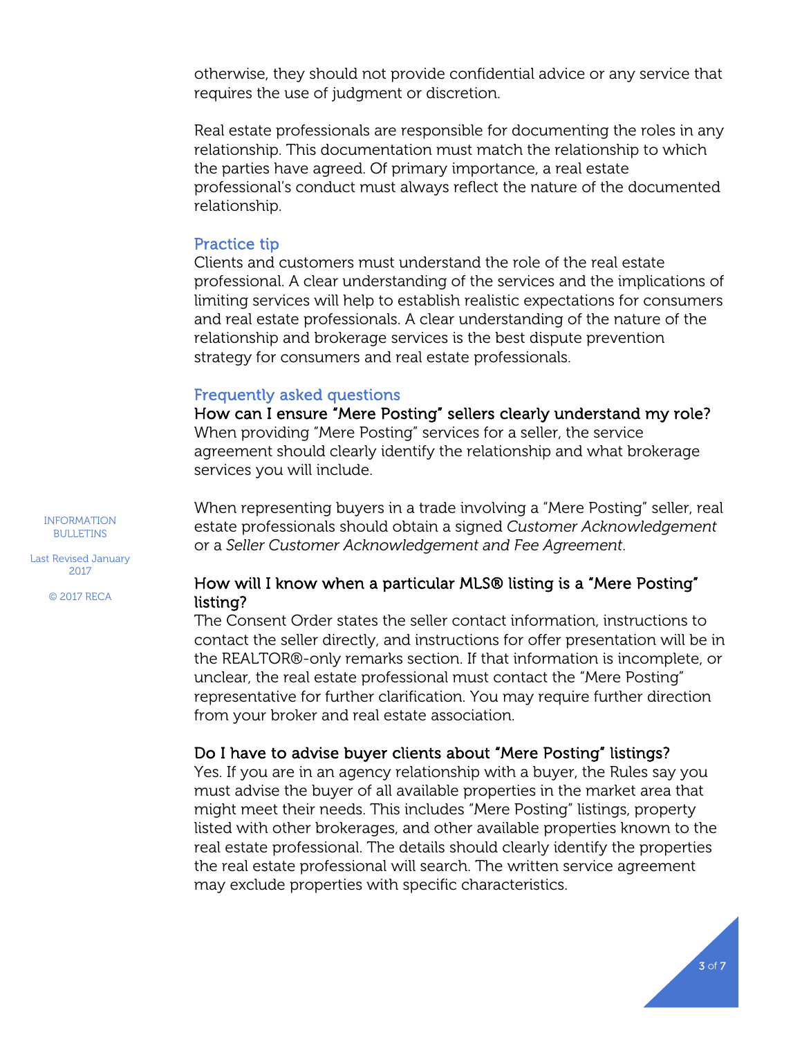otherwise, they should not provide confidential advice or any service that requires the use of judgment or discretion.

Real estate professionals are responsible for documenting the roles in any relationship. This documentation must match the relationship to which the parties have agreed. Of primary importance, a real estate professional's conduct must always reflect the nature of the documented relationship.

## Practice tip

Clients and customers must understand the role of the real estate professional. A clear understanding of the services and the implications of limiting services will help to establish realistic expectations for consumers and real estate professionals. A clear understanding of the nature of the relationship and brokerage services is the best dispute prevention strategy for consumers and real estate professionals.

## Frequently asked questions

### How can I ensure "Mere Posting" sellers clearly understand my role?

When providing "Mere Posting" services for a seller, the service agreement should clearly identify the relationship and what brokerage services you will include.

When representing buyers in a trade involving a "Mere Posting" seller, real estate professionals should obtain a signed *Customer Acknowledgement* or a *Seller Customer Acknowledgement and Fee Agreement*.

### How will I know when a particular MLS® listing is a "Mere Posting" listing?

The Consent Order states the seller contact information, instructions to contact the seller directly, and instructions for offer presentation will be in the REALTOR®-only remarks section. If that information is incomplete, or unclear, the real estate professional must contact the "Mere Posting" representative for further clarification. You may require further direction from your broker and real estate association.

### Do I have to advise buyer clients about "Mere Posting" listings?

Yes. If you are in an agency relationship with a buyer, the Rules say you must advise the buyer of all available properties in the market area that might meet their needs. This includes "Mere Posting" listings, property listed with other brokerages, and other available properties known to the real estate professional. The details should clearly identify the properties the real estate professional will search. The written service agreement may exclude properties with specific characteristics.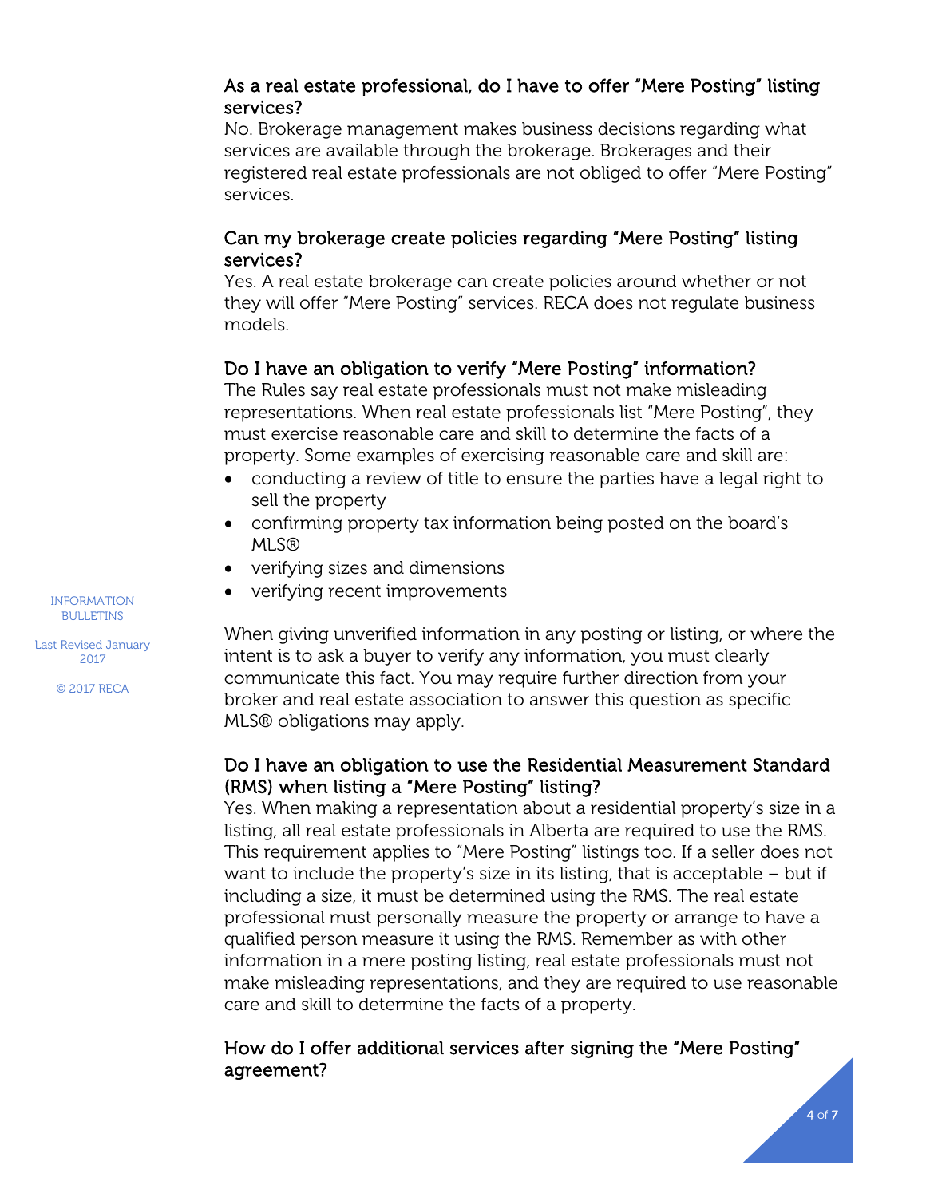### As a real estate professional, do I have to offer "Mere Posting" listing services?

No. Brokerage management makes business decisions regarding what services are available through the brokerage. Brokerages and their registered real estate professionals are not obliged to offer "Mere Posting" services.

### Can my brokerage create policies regarding "Mere Posting" listing services?

Yes. A real estate brokerage can create policies around whether or not they will offer "Mere Posting" services. RECA does not regulate business models.

### Do I have an obligation to verify "Mere Posting" information?

The Rules say real estate professionals must not make misleading representations. When real estate professionals list "Mere Posting", they must exercise reasonable care and skill to determine the facts of a property. Some examples of exercising reasonable care and skill are:

- conducting a review of title to ensure the parties have a legal right to sell the property
- confirming property tax information being posted on the board's MLS®
- verifying sizes and dimensions
- verifying recent improvements

When giving unverified information in any posting or listing, or where the intent is to ask a buyer to verify any information, you must clearly communicate this fact. You may require further direction from your broker and real estate association to answer this question as specific MLS® obligations may apply.

### Do I have an obligation to use the Residential Measurement Standard (RMS) when listing a "Mere Posting" listing?

Yes. When making a representation about a residential property's size in a listing, all real estate professionals in Alberta are required to use the RMS. This requirement applies to "Mere Posting" listings too. If a seller does not want to include the property's size in its listing, that is acceptable – but if including a size, it must be determined using the RMS. The real estate professional must personally measure the property or arrange to have a qualified person measure it using the RMS. Remember as with other information in a mere posting listing, real estate professionals must not make misleading representations, and they are required to use reasonable care and skill to determine the facts of a property.

### How do I offer additional services after signing the "Mere Posting" agreement?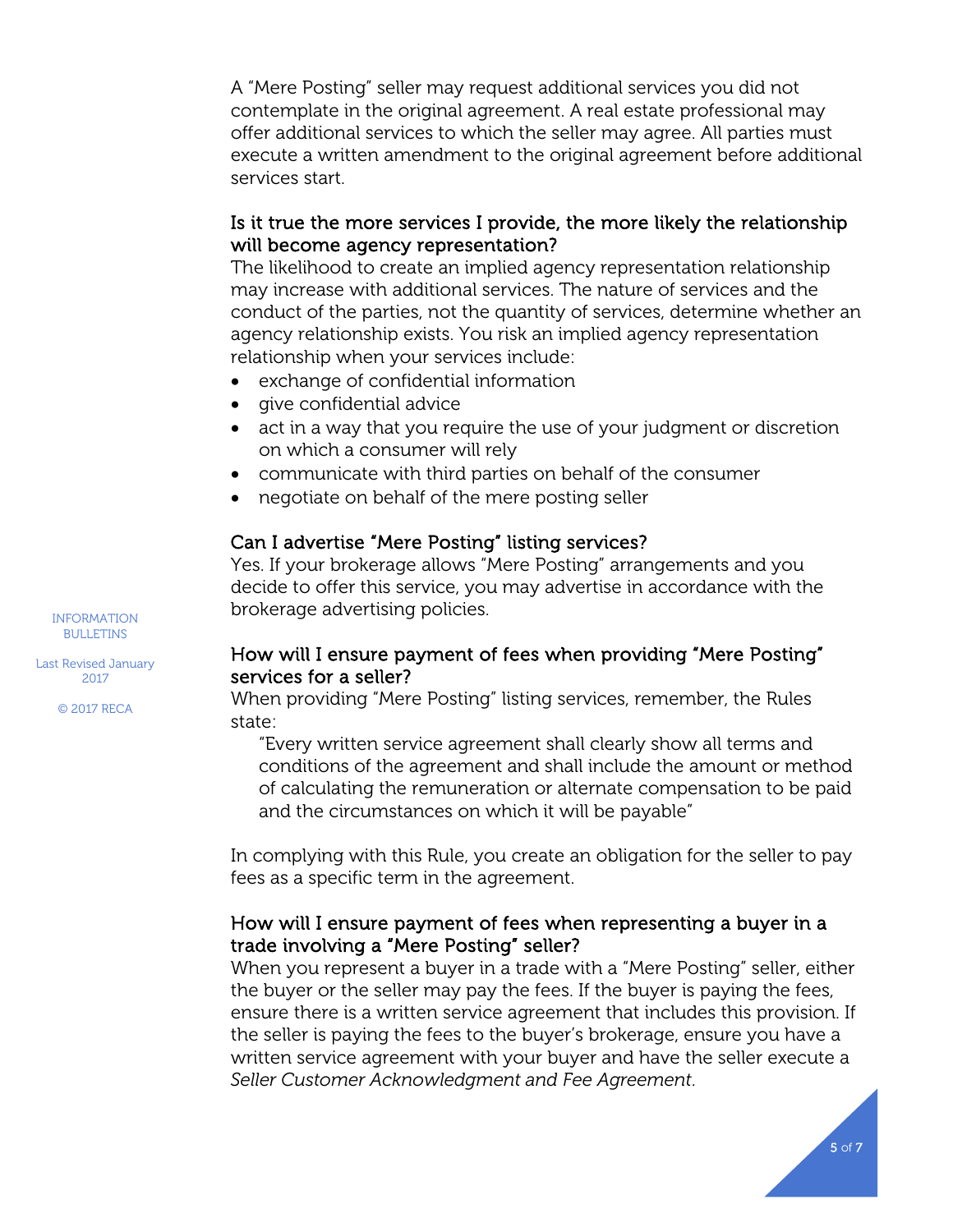A “Mere Posting” seller may request additional services you did not contemplate in the original agreement. A real estate professional may offer additional services to which the seller may agree. All parties must execute a written amendment to the original agreement before additional services start.

### Is it true the more services I provide, the more likely the relationship will become agency representation?

The likelihood to create an implied agency representation relationship may increase with additional services. The nature of services and the conduct of the parties, not the quantity of services, determine whether an agency relationship exists. You risk an implied agency representation relationship when your services include:

- exchange of confidential information
- give confidential advice
- act in a way that you require the use of your judgment or discretion on which a consumer will rely
- communicate with third parties on behalf of the consumer
- negotiate on behalf of the mere posting seller

### Can I advertise “Mere Posting” listing services?

Yes. If your brokerage allows “Mere Posting” arrangements and you decide to offer this service, you may advertise in accordance with the brokerage advertising policies.

### How will I ensure payment of fees when providing “Mere Posting” services for a seller?

When providing “Mere Posting” listing services, remember, the Rules state:

> “Every written service agreement shall clearly show all terms and conditions of the agreement and shall include the amount or method of calculating the remuneration or alternate compensation to be paid and the circumstances on which it will be payable”

In complying with this Rule, you create an obligation for the seller to pay fees as a specific term in the agreement.

### How will I ensure payment of fees when representing a buyer in a trade involving a “Mere Posting” seller?

When you represent a buyer in a trade with a “Mere Posting” seller, either the buyer or the seller may pay the fees. If the buyer is paying the fees, ensure there is a written service agreement that includes this provision. If the seller is paying the fees to the buyer’s brokerage, ensure you have a written service agreement with your buyer and have the seller execute a *Seller Customer Acknowledgment and Fee Agreement*.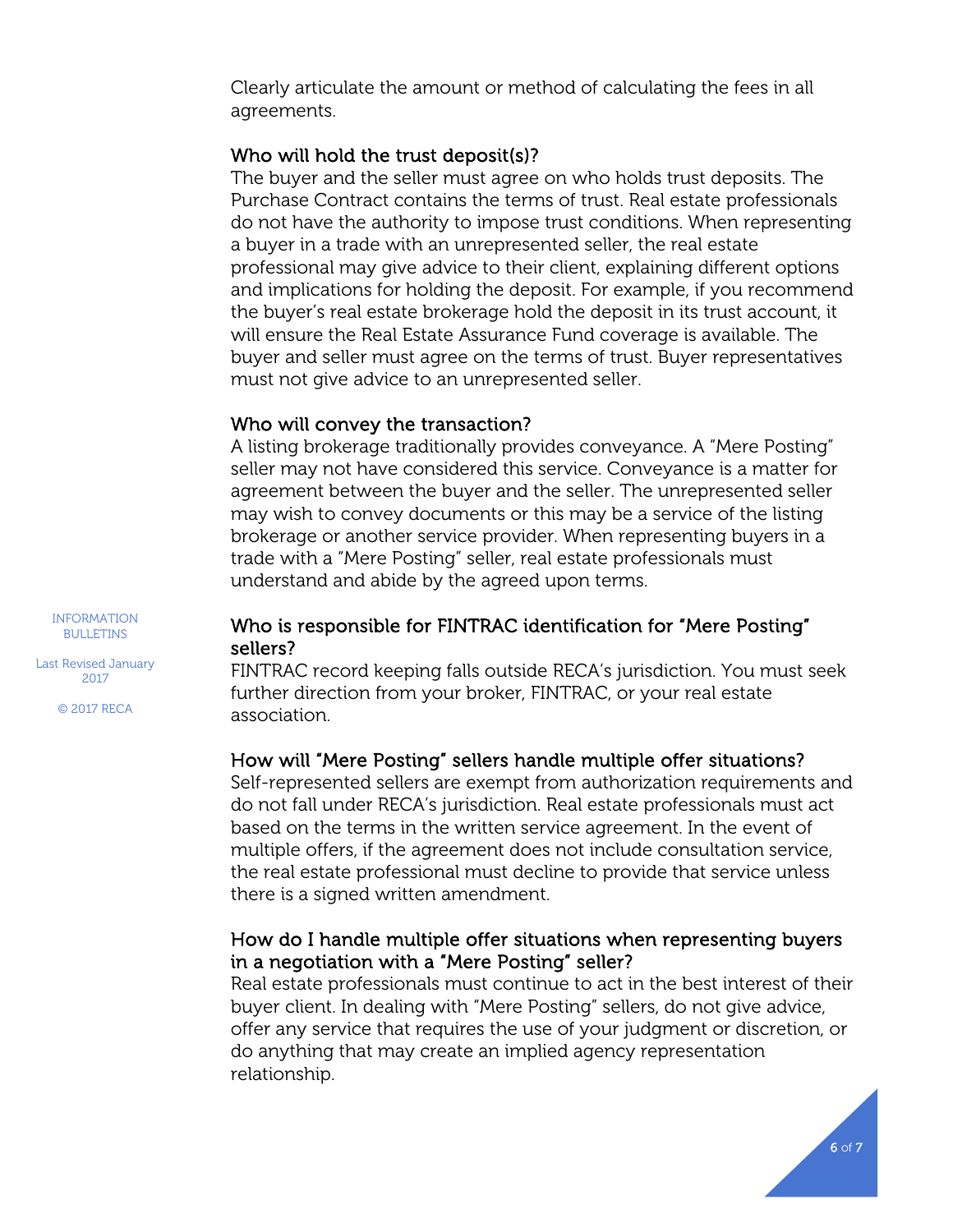Clearly articulate the amount or method of calculating the fees in all agreements.

### Who will hold the trust deposit(s)?

The buyer and the seller must agree on who holds trust deposits. The Purchase Contract contains the terms of trust. Real estate professionals do not have the authority to impose trust conditions. When representing a buyer in a trade with an unrepresented seller, the real estate professional may give advice to their client, explaining different options and implications for holding the deposit. For example, if you recommend the buyer's real estate brokerage hold the deposit in its trust account, it will ensure the Real Estate Assurance Fund coverage is available. The buyer and seller must agree on the terms of trust. Buyer representatives must not give advice to an unrepresented seller.

### Who will convey the transaction?

A listing brokerage traditionally provides conveyance. A "Mere Posting" seller may not have considered this service. Conveyance is a matter for agreement between the buyer and the seller. The unrepresented seller may wish to convey documents or this may be a service of the listing brokerage or another service provider. When representing buyers in a trade with a "Mere Posting" seller, real estate professionals must understand and abide by the agreed upon terms.

### Who is responsible for FINTRAC identification for "Mere Posting" sellers?

FINTRAC record keeping falls outside RECA's jurisdiction. You must seek further direction from your broker, FINTRAC, or your real estate association.

### How will "Mere Posting" sellers handle multiple offer situations?

Self-represented sellers are exempt from authorization requirements and do not fall under RECA's jurisdiction. Real estate professionals must act based on the terms in the written service agreement. In the event of multiple offers, if the agreement does not include consultation service, the real estate professional must decline to provide that service unless there is a signed written amendment.

### How do I handle multiple offer situations when representing buyers in a negotiation with a "Mere Posting" seller?

Real estate professionals must continue to act in the best interest of their buyer client. In dealing with "Mere Posting" sellers, do not give advice, offer any service that requires the use of your judgment or discretion, or do anything that may create an implied agency representation relationship.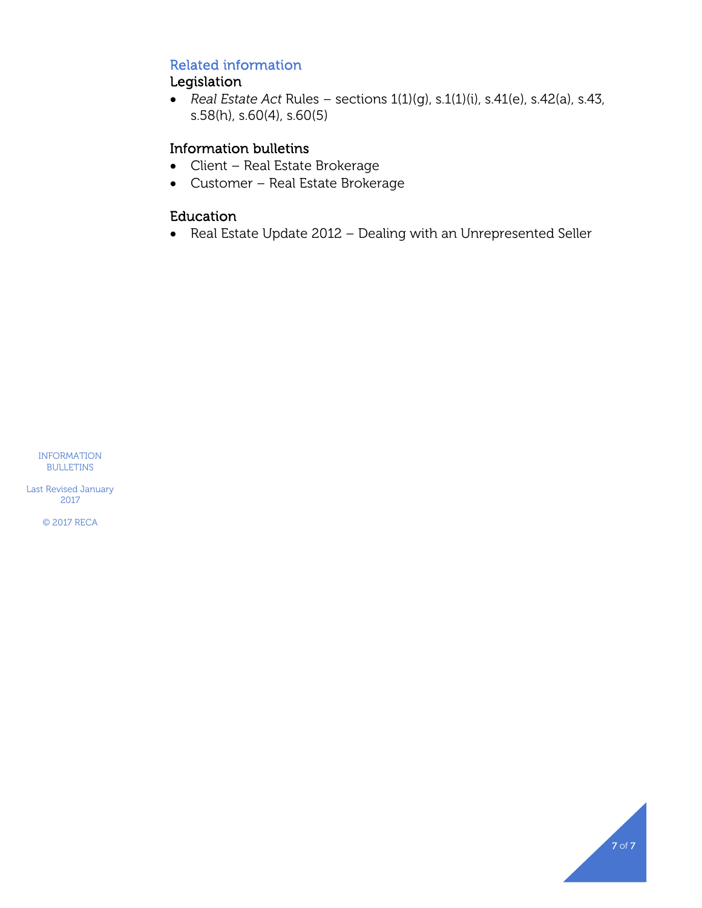## Related information

### Legislation

- *Real Estate Act* Rules – sections 1(1)(g), s.1(1)(i), s.41(e), s.42(a), s.43, s.58(h), s.60(4), s.60(5)

### Information bulletins

- Client – Real Estate Brokerage
- Customer – Real Estate Brokerage

### Education

- Real Estate Update 2012 – Dealing with an Unrepresented Seller